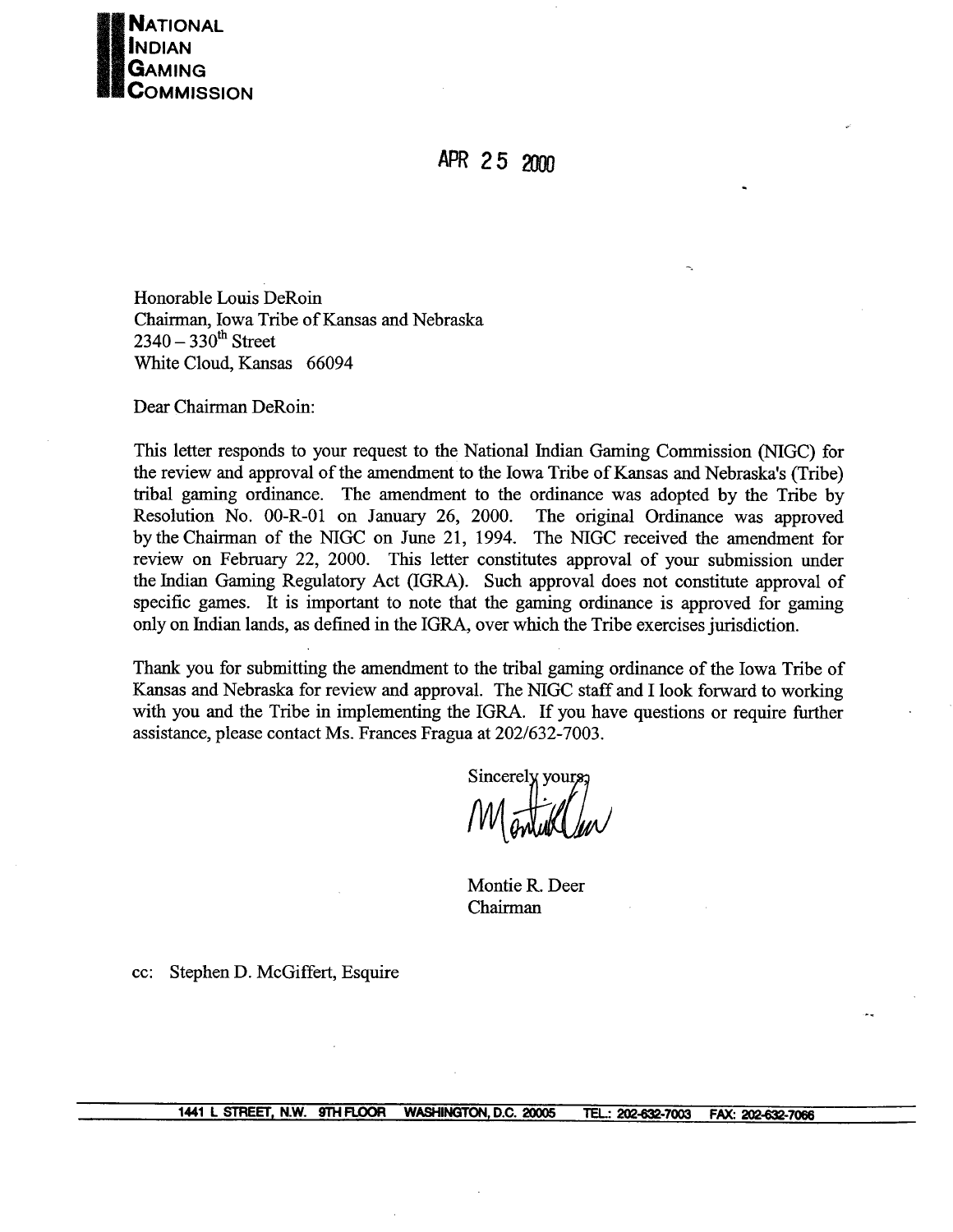**NATIONAL INDIAN GAMING COMMISSION**

APR 25 2000

Honorable Louis DeRoin
Chairman, Iowa Tribe of Kansas and Nebraska
2340 – 330th Street
White Cloud, Kansas 66094

Dear Chairman DeRoin:

This letter responds to your request to the National Indian Gaming Commission (NIGC) for the review and approval of the amendment to the Iowa Tribe of Kansas and Nebraska's (Tribe) tribal gaming ordinance. The amendment to the ordinance was adopted by the Tribe by Resolution No. 00-R-01 on January 26, 2000. The original Ordinance was approved by the Chairman of the NIGC on June 21, 1994. The NIGC received the amendment for review on February 22, 2000. This letter constitutes approval of your submission under the Indian Gaming Regulatory Act (IGRA). Such approval does not constitute approval of specific games. It is important to note that the gaming ordinance is approved for gaming only on Indian lands, as defined in the IGRA, over which the Tribe exercises jurisdiction.

Thank you for submitting the amendment to the tribal gaming ordinance of the Iowa Tribe of Kansas and Nebraska for review and approval. The NIGC staff and I look forward to working with you and the Tribe in implementing the IGRA. If you have questions or require further assistance, please contact Ms. Frances Fragua at 202/632-7003.

Sincerely yours,

Montie R. Deer
Chairman

cc: Stephen D. McGiffert, Esquire

1441 L STREET, N.W. 9TH FLOOR WASHINGTON, D.C. 20005 TEL.: 202-632-7003 FAX: 202-632-7066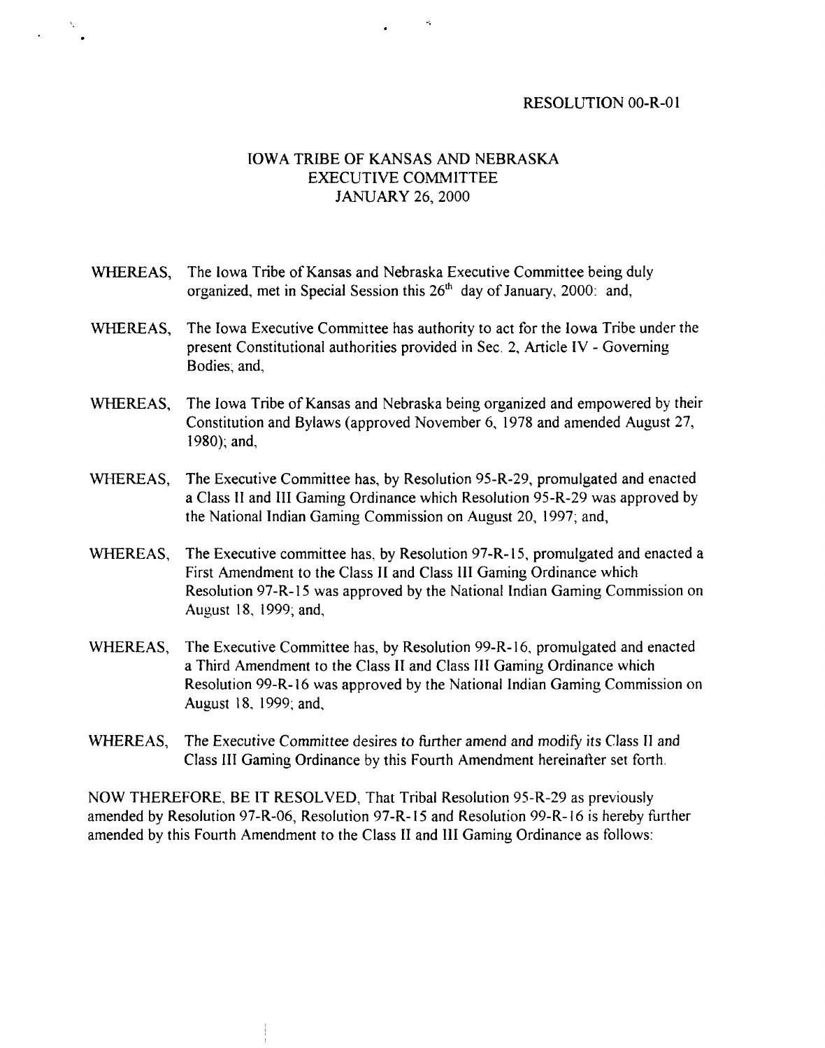RESOLUTION 00-R-01

IOWA TRIBE OF KANSAS AND NEBRASKA
EXECUTIVE COMMITTEE
JANUARY 26, 2000

WHEREAS, The Iowa Tribe of Kansas and Nebraska Executive Committee being duly organized, met in Special Session this 26th day of January, 2000: and,

WHEREAS, The Iowa Executive Committee has authority to act for the Iowa Tribe under the present Constitutional authorities provided in Sec. 2, Article IV - Governing Bodies; and,

WHEREAS, The Iowa Tribe of Kansas and Nebraska being organized and empowered by their Constitution and Bylaws (approved November 6, 1978 and amended August 27, 1980); and,

WHEREAS, The Executive Committee has, by Resolution 95-R-29, promulgated and enacted a Class II and III Gaming Ordinance which Resolution 95-R-29 was approved by the National Indian Gaming Commission on August 20, 1997; and,

WHEREAS, The Executive committee has, by Resolution 97-R-15, promulgated and enacted a First Amendment to the Class II and Class III Gaming Ordinance which Resolution 97-R-15 was approved by the National Indian Gaming Commission on August 18, 1999; and,

WHEREAS, The Executive Committee has, by Resolution 99-R-16, promulgated and enacted a Third Amendment to the Class II and Class III Gaming Ordinance which Resolution 99-R-16 was approved by the National Indian Gaming Commission on August 18, 1999; and,

WHEREAS, The Executive Committee desires to further amend and modify its Class II and Class III Gaming Ordinance by this Fourth Amendment hereinafter set forth.

NOW THEREFORE, BE IT RESOLVED, That Tribal Resolution 95-R-29 as previously amended by Resolution 97-R-06, Resolution 97-R-15 and Resolution 99-R-16 is hereby further amended by this Fourth Amendment to the Class II and III Gaming Ordinance as follows: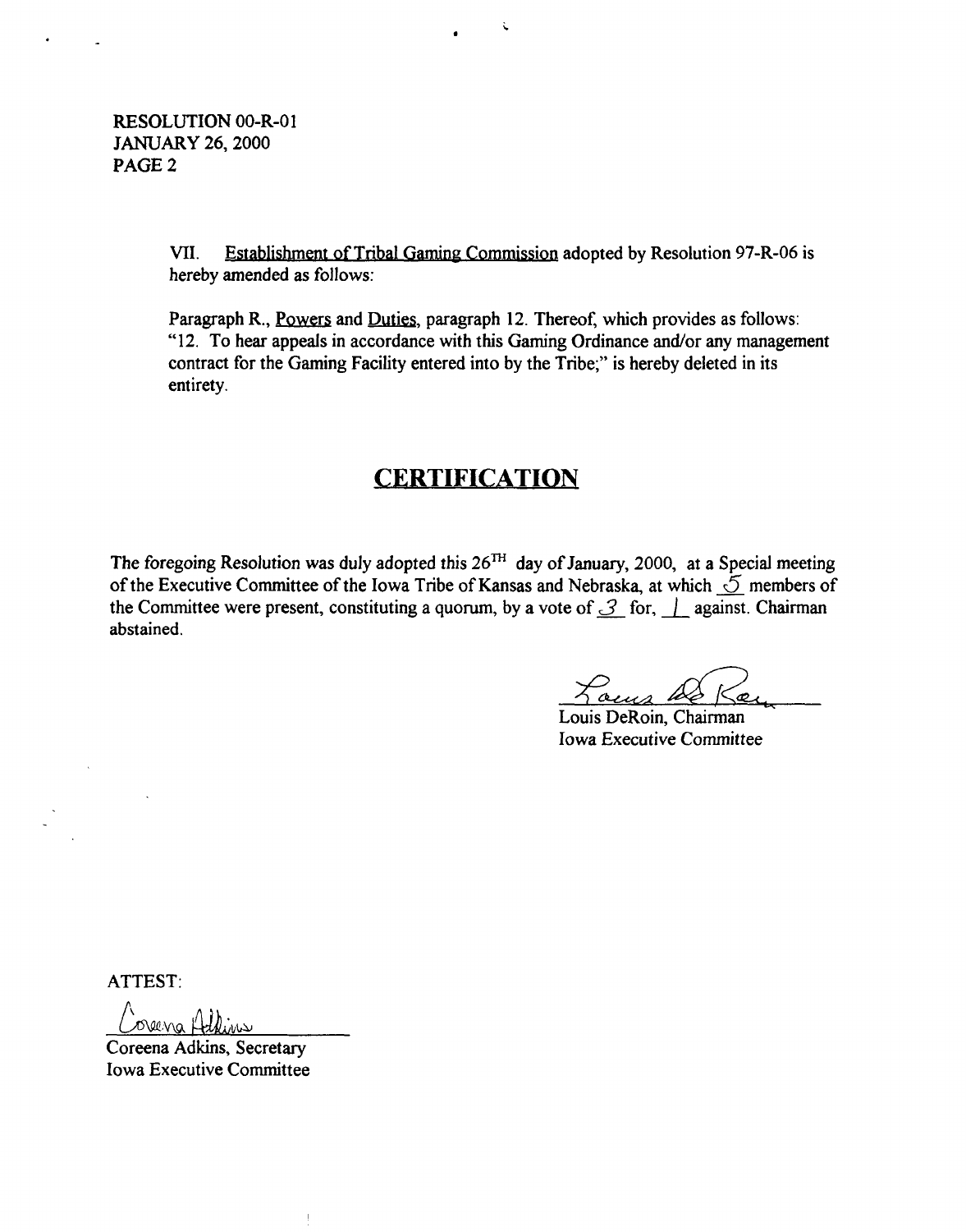RESOLUTION 00-R-01
JANUARY 26, 2000
PAGE 2

VII. Establishment of Tribal Gaming Commission adopted by Resolution 97-R-06 is hereby amended as follows:

Paragraph R., Powers and Duties, paragraph 12. Thereof, which provides as follows: "12. To hear appeals in accordance with this Gaming Ordinance and/or any management contract for the Gaming Facility entered into by the Tribe;" is hereby deleted in its entirety.

## CERTIFICATION

The foregoing Resolution was duly adopted this 26TH day of January, 2000, at a Special meeting of the Executive Committee of the Iowa Tribe of Kansas and Nebraska, at which 5 members of the Committee were present, constituting a quorum, by a vote of 3 for, 1 against. Chairman abstained.

Louis DeRoin, Chairman
Iowa Executive Committee

ATTEST:

Coreena Adkins, Secretary
Iowa Executive Committee